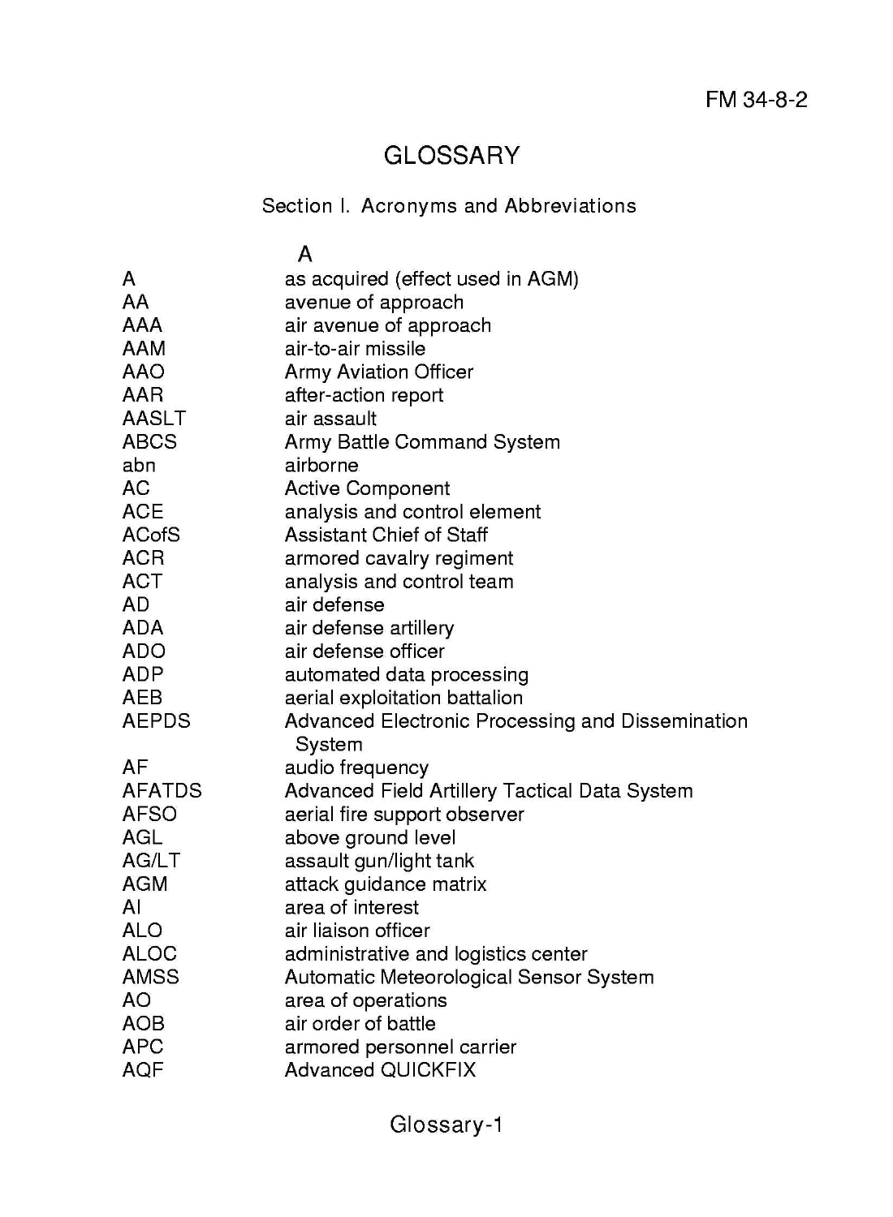# GLOSSARY

## Section I. Acronyms and Abbreviations

### A

| | |
|---|---|
| A | as acquired (effect used in AGM) |
| AA | avenue of approach |
| AAA | air avenue of approach |
| AAM | air-to-air missile |
| AAO | Army Aviation Officer |
| AAR | after-action report |
| AASLT | air assault |
| ABCS | Army Battle Command System |
| abn | airborne |
| AC | Active Component |
| ACE | analysis and control element |
| ACofS | Assistant Chief of Staff |
| ACR | armored cavalry regiment |
| ACT | analysis and control team |
| AD | air defense |
| ADA | air defense artillery |
| ADO | air defense officer |
| ADP | automated data processing |
| AEB | aerial exploitation battalion |
| AEPDS | Advanced Electronic Processing and Dissemination System |
| AF | audio frequency |
| AFATDS | Advanced Field Artillery Tactical Data System |
| AFSO | aerial fire support observer |
| AGL | above ground level |
| AG/LT | assault gun/light tank |
| AGM | attack guidance matrix |
| AI | area of interest |
| ALO | air liaison officer |
| ALOC | administrative and logistics center |
| AMSS | Automatic Meteorological Sensor System |
| AO | area of operations |
| AOB | air order of battle |
| APC | armored personnel carrier |
| AQF | Advanced QUICKFIX |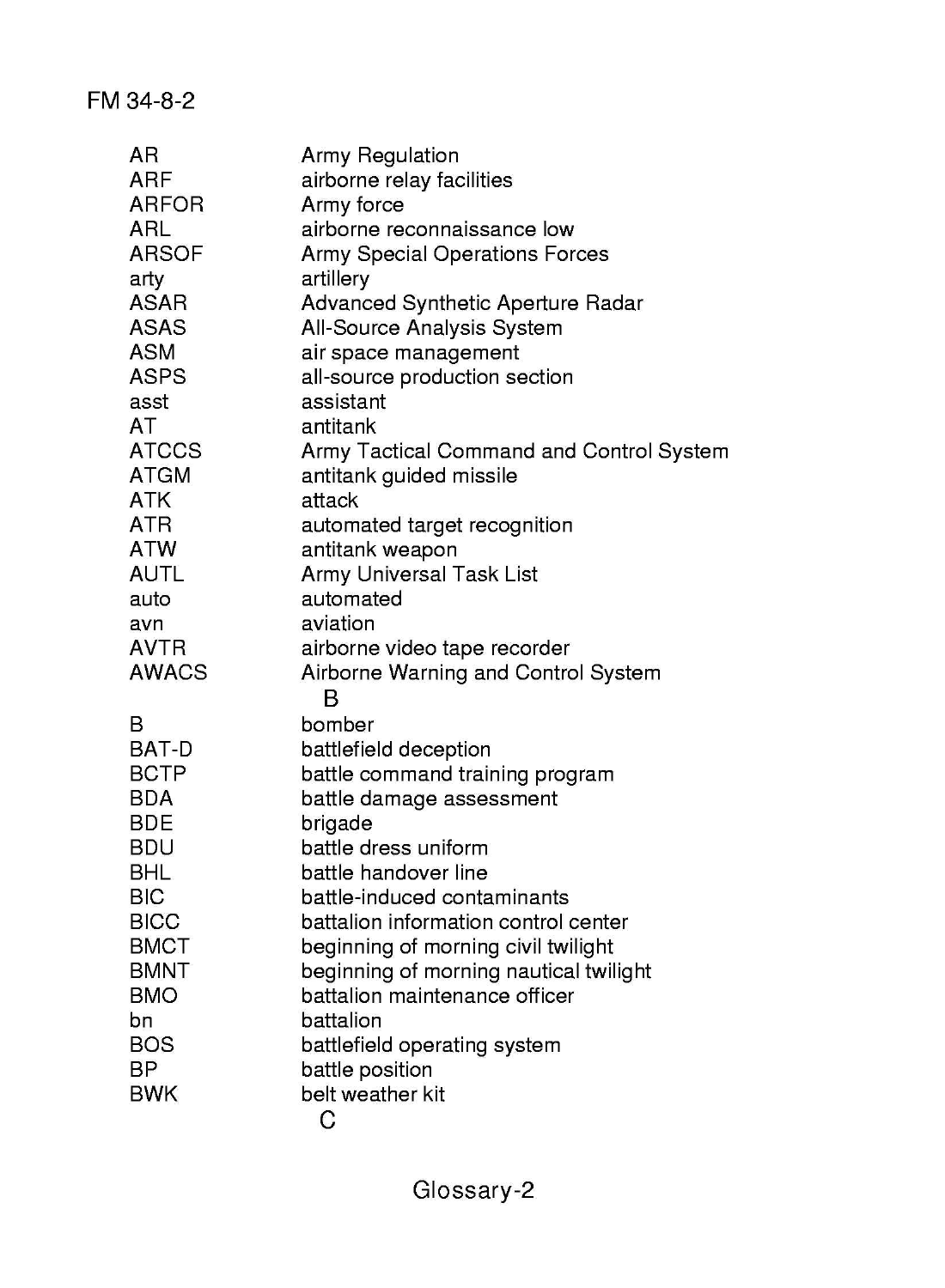| | |
|---|---|
| AR | Army Regulation |
| ARF | airborne relay facilities |
| ARFOR | Army force |
| ARL | airborne reconnaissance low |
| ARSOF | Army Special Operations Forces |
| arty | artillery |
| ASAR | Advanced Synthetic Aperture Radar |
| ASAS | All-Source Analysis System |
| ASM | air space management |
| ASPS | all-source production section |
| asst | assistant |
| AT | antitank |
| ATCCS | Army Tactical Command and Control System |
| ATGM | antitank guided missile |
| ATK | attack |
| ATR | automated target recognition |
| ATW | antitank weapon |
| AUTL | Army Universal Task List |
| auto | automated |
| avn | aviation |
| AVTR | airborne video tape recorder |
| AWACS | Airborne Warning and Control System |

## B

| | |
|---|---|
| B | bomber |
| BAT-D | battlefield deception |
| BCTP | battle command training program |
| BDA | battle damage assessment |
| BDE | brigade |
| BDU | battle dress uniform |
| BHL | battle handover line |
| BIC | battle-induced contaminants |
| BICC | battalion information control center |
| BMCT | beginning of morning civil twilight |
| BMNT | beginning of morning nautical twilight |
| BMO | battalion maintenance officer |
| bn | battalion |
| BOS | battlefield operating system |
| BP | battle position |
| BWK | belt weather kit |

## C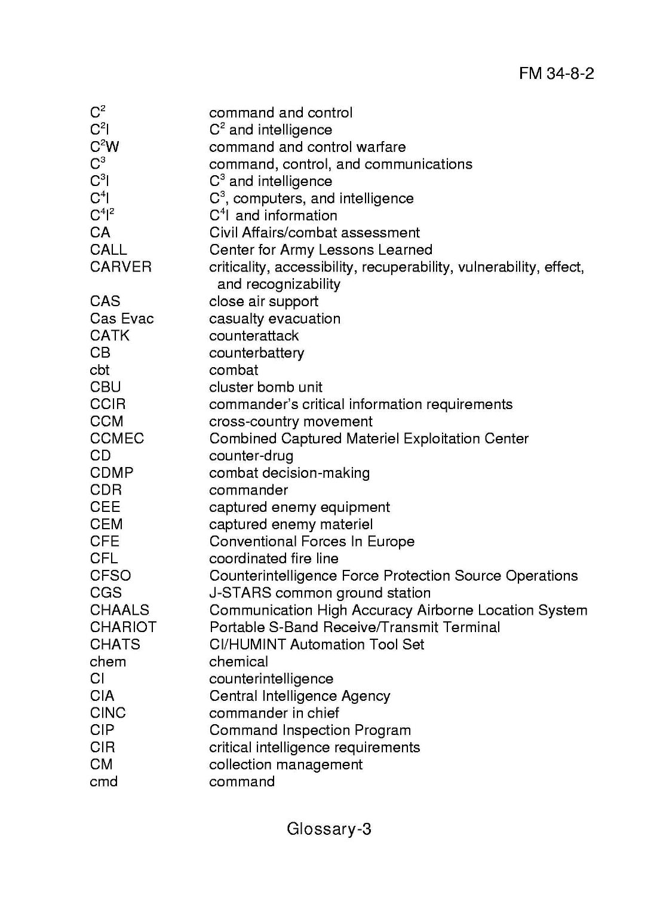| | |
|---|---|
| $C^2$ | command and control |
| $C^2I$ | $C^2$ and intelligence |
| $C^2W$ | command and control warfare |
| $C^3$ | command, control, and communications |
| $C^3I$ | $C^3$ and intelligence |
| $C^4I$ | $C^3$, computers, and intelligence |
| $C^4I^2$ | $C^4I$ and information |
| CA | Civil Affairs/combat assessment |
| CALL | Center for Army Lessons Learned |
| CARVER | criticality, accessibility, recuperability, vulnerability, effect, and recognizability |
| CAS | close air support |
| Cas Evac | casualty evacuation |
| CATK | counterattack |
| CB | counterbattery |
| cbt | combat |
| CBU | cluster bomb unit |
| CCIR | commander's critical information requirements |
| CCM | cross-country movement |
| CCMEC | Combined Captured Materiel Exploitation Center |
| CD | counter-drug |
| CDMP | combat decision-making |
| CDR | commander |
| CEE | captured enemy equipment |
| CEM | captured enemy materiel |
| CFE | Conventional Forces In Europe |
| CFL | coordinated fire line |
| CFSO | Counterintelligence Force Protection Source Operations |
| CGS | J-STARS common ground station |
| CHAALS | Communication High Accuracy Airborne Location System |
| CHARIOT | Portable S-Band Receive/Transmit Terminal |
| CHATS | CI/HUMINT Automation Tool Set |
| chem | chemical |
| CI | counterintelligence |
| CIA | Central Intelligence Agency |
| CINC | commander in chief |
| CIP | Command Inspection Program |
| CIR | critical intelligence requirements |
| CM | collection management |
| cmd | command |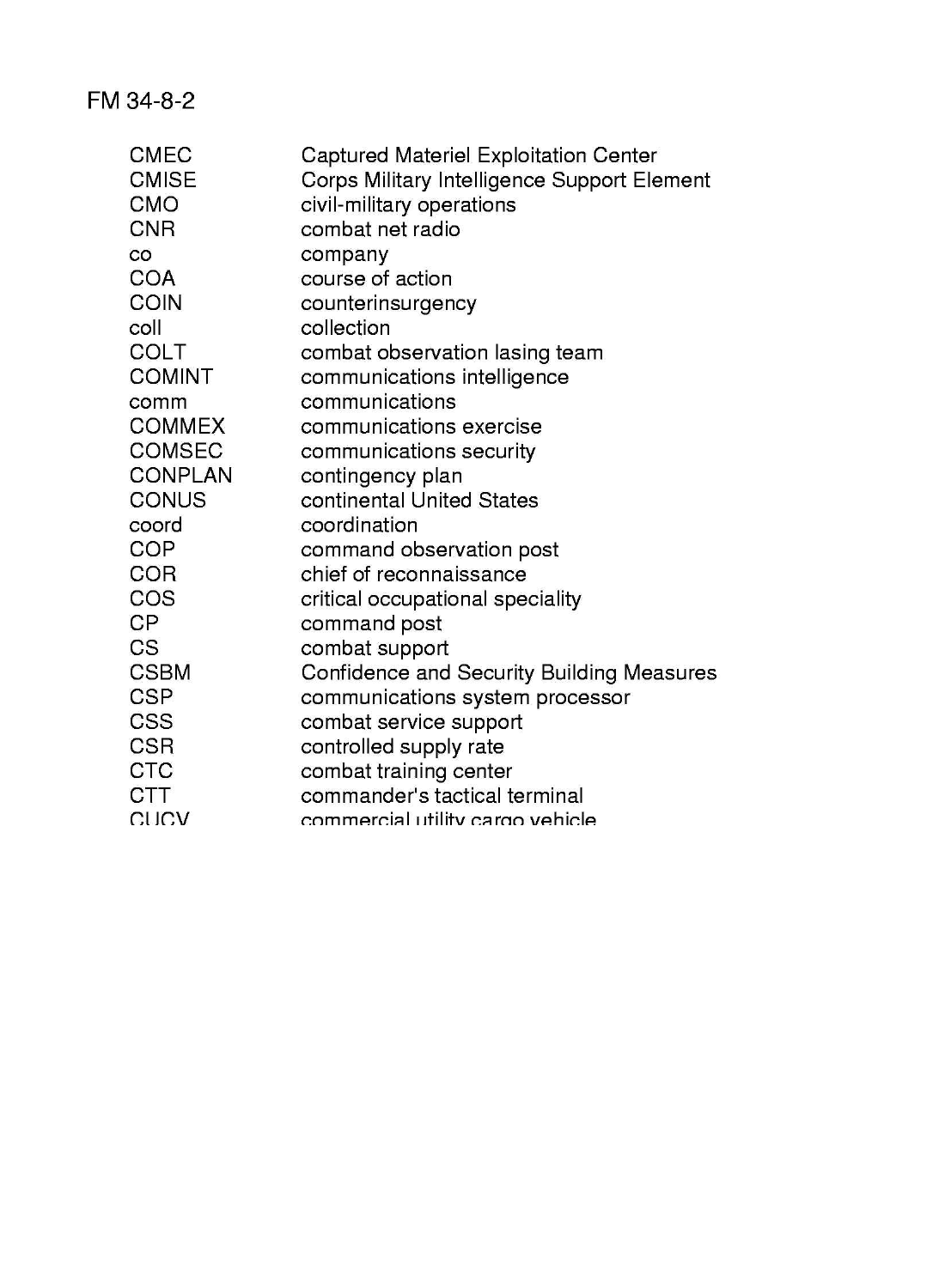| | |
|---|---|
| CMEC | Captured Materiel Exploitation Center |
| CMISE | Corps Military Intelligence Support Element |
| CMO | civil-military operations |
| CNR | combat net radio |
| co | company |
| COA | course of action |
| COIN | counterinsurgency |
| coll | collection |
| COLT | combat observation lasing team |
| COMINT | communications intelligence |
| comm | communications |
| COMMEX | communications exercise |
| COMSEC | communications security |
| CONPLAN | contingency plan |
| CONUS | continental United States |
| coord | coordination |
| COP | command observation post |
| COR | chief of reconnaissance |
| COS | critical occupational speciality |
| CP | command post |
| CS | combat support |
| CSBM | Confidence and Security Building Measures |
| CSP | communications system processor |
| CSS | combat service support |
| CSR | controlled supply rate |
| CTC | combat training center |
| CTT | commander's tactical terminal |
| CUCV | commercial utility cargo vehicle |